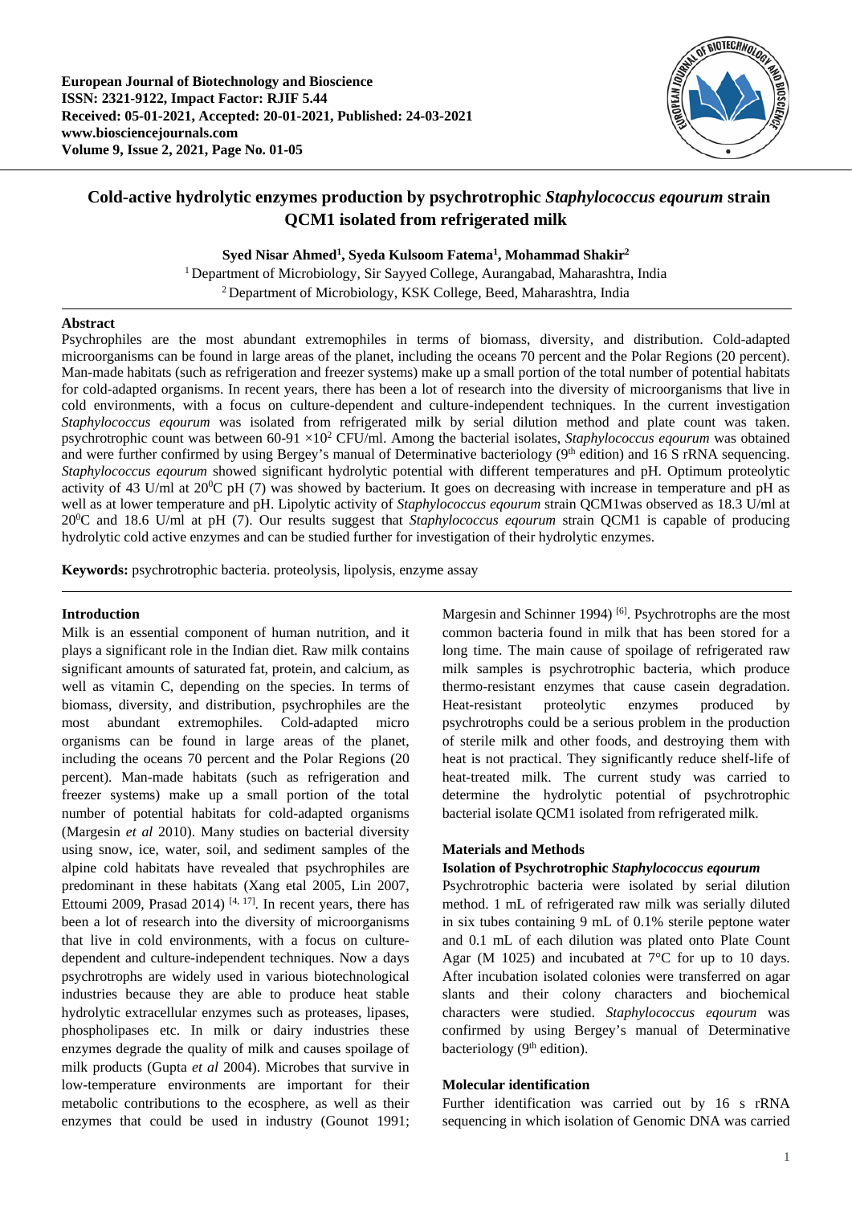# Cold-active hydrolytic enzymes production by psychrotrophic *Staphylococcus eqourum* strain QCM1 isolated from refrigerated milk

**Syed Nisar Ahmed[1], Syeda Kulsoom Fatema[1], Mohammad Shakir[2]**

[1] Department of Microbiology, Sir Sayyed College, Aurangabad, Maharashtra, India
[2] Department of Microbiology, KSK College, Beed, Maharashtra, India

## Abstract

Psychrophiles are the most abundant extremophiles in terms of biomass, diversity, and distribution. Cold-adapted microorganisms can be found in large areas of the planet, including the oceans 70 percent and the Polar Regions (20 percent). Man-made habitats (such as refrigeration and freezer systems) make up a small portion of the total number of potential habitats for cold-adapted organisms. In recent years, there has been a lot of research into the diversity of microorganisms that live in cold environments, with a focus on culture-dependent and culture-independent techniques. In the current investigation *Staphylococcus eqourum* was isolated from refrigerated milk by serial dilution method and plate count was taken. psychrotrophic count was between 60-91 $\times 10^2$ CFU/ml. Among the bacterial isolates, *Staphylococcus eqourum* was obtained and were further confirmed by using Bergey's manual of Determinative bacteriology (9th edition) and 16 S rRNA sequencing. *Staphylococcus eqourum* showed significant hydrolytic potential with different temperatures and pH. Optimum proteolytic activity of 43 U/ml at $20^0$C pH (7) was showed by bacterium. It goes on decreasing with increase in temperature and pH as well as at lower temperature and pH. Lipolytic activity of *Staphylococcus eqourum* strain QCM1was observed as 18.3 U/ml at $20^0$C and 18.6 U/ml at pH (7). Our results suggest that *Staphylococcus eqourum* strain QCM1 is capable of producing hydrolytic cold active enzymes and can be studied further for investigation of their hydrolytic enzymes.

**Keywords:** psychrotrophic bacteria. proteolysis, lipolysis, enzyme assay

## Introduction

Milk is an essential component of human nutrition, and it plays a significant role in the Indian diet. Raw milk contains significant amounts of saturated fat, protein, and calcium, as well as vitamin C, depending on the species. In terms of biomass, diversity, and distribution, psychrophiles are the most abundant extremophiles. Cold-adapted micro organisms can be found in large areas of the planet, including the oceans 70 percent and the Polar Regions (20 percent). Man-made habitats (such as refrigeration and freezer systems) make up a small portion of the total number of potential habitats for cold-adapted organisms (Margesin *et al* 2010). Many studies on bacterial diversity using snow, ice, water, soil, and sediment samples of the alpine cold habitats have revealed that psychrophiles are predominant in these habitats (Xang etal 2005, Lin 2007, Ettoumi 2009, Prasad 2014) [4, 17]. In recent years, there has been a lot of research into the diversity of microorganisms that live in cold environments, with a focus on culture-dependent and culture-independent techniques. Now a days psychrotrophs are widely used in various biotechnological industries because they are able to produce heat stable hydrolytic extracellular enzymes such as proteases, lipases, phospholipases etc. In milk or dairy industries these enzymes degrade the quality of milk and causes spoilage of milk products (Gupta *et al* 2004). Microbes that survive in low-temperature environments are important for their metabolic contributions to the ecosphere, as well as their enzymes that could be used in industry (Gounot 1991; Margesin and Schinner 1994) [6]. Psychrotrophs are the most common bacteria found in milk that has been stored for a long time. The main cause of spoilage of refrigerated raw milk samples is psychrotrophic bacteria, which produce thermo-resistant enzymes that cause casein degradation. Heat-resistant proteolytic enzymes produced by psychrotrophs could be a serious problem in the production of sterile milk and other foods, and destroying them with heat is not practical. They significantly reduce shelf-life of heat-treated milk. The current study was carried to determine the hydrolytic potential of psychrotrophic bacterial isolate QCM1 isolated from refrigerated milk.

## Materials and Methods

### Isolation of Psychrotrophic *Staphylococcus eqourum*

Psychrotrophic bacteria were isolated by serial dilution method. 1 mL of refrigerated raw milk was serially diluted in six tubes containing 9 mL of 0.1% sterile peptone water and 0.1 mL of each dilution was plated onto Plate Count Agar (M 1025) and incubated at 7°C for up to 10 days. After incubation isolated colonies were transferred on agar slants and their colony characters and biochemical characters were studied. *Staphylococcus eqourum* was confirmed by using Bergey's manual of Determinative bacteriology (9th edition).

### Molecular identification

Further identification was carried out by 16 s rRNA sequencing in which isolation of Genomic DNA was carried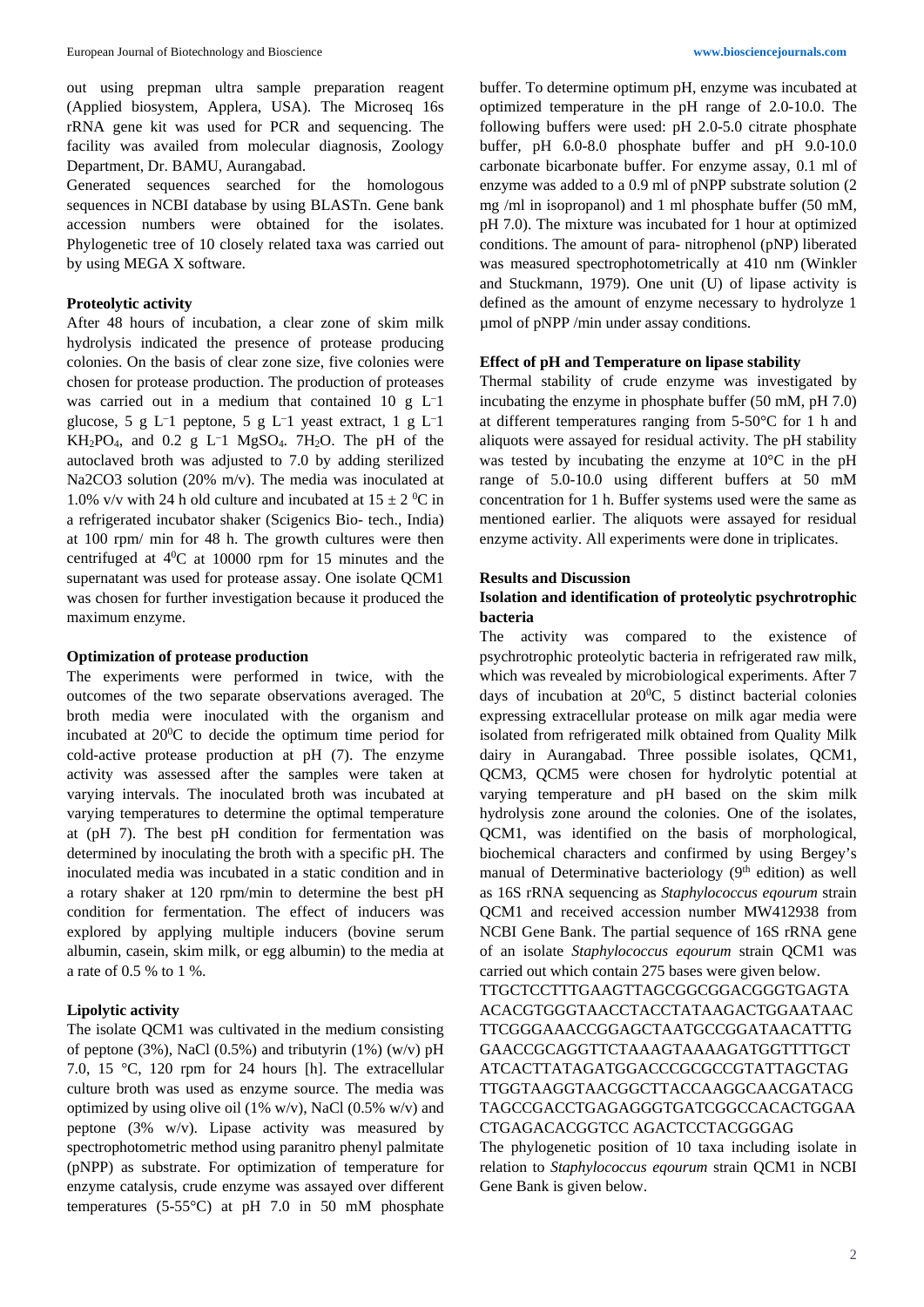out using prepman ultra sample preparation reagent (Applied biosystem, Applera, USA). The Microseq 16s rRNA gene kit was used for PCR and sequencing. The facility was availed from molecular diagnosis, Zoology Department, Dr. BAMU, Aurangabad.

Generated sequences searched for the homologous sequences in NCBI database by using BLASTn. Gene bank accession numbers were obtained for the isolates. Phylogenetic tree of 10 closely related taxa was carried out by using MEGA X software.

### Proteolytic activity

After 48 hours of incubation, a clear zone of skim milk hydrolysis indicated the presence of protease producing colonies. On the basis of clear zone size, five colonies were chosen for protease production. The production of proteases was carried out in a medium that contained 10 g $L^{-1}$ glucose, 5 g $L^{-1}$ peptone, 5 g $L^{-1}$ yeast extract, 1 g $L^{-1}$ $KH_2PO_4$, and 0.2 g $L^{-1}$ $MgSO_4$. $7H_2O$. The pH of the autoclaved broth was adjusted to 7.0 by adding sterilized Na2CO3 solution (20% m/v). The media was inoculated at 1.0% v/v with 24 h old culture and incubated at $15 \pm 2$ $^0$C in a refrigerated incubator shaker (Scigenics Bio- tech., India) at 100 rpm/ min for 48 h. The growth cultures were then centrifuged at $4^0$C at 10000 rpm for 15 minutes and the supernatant was used for protease assay. One isolate QCM1 was chosen for further investigation because it produced the maximum enzyme.

### Optimization of protease production

The experiments were performed in twice, with the outcomes of the two separate observations averaged. The broth media were inoculated with the organism and incubated at $20^0$C to decide the optimum time period for cold-active protease production at pH (7). The enzyme activity was assessed after the samples were taken at varying intervals. The inoculated broth was incubated at varying temperatures to determine the optimal temperature at (pH 7). The best pH condition for fermentation was determined by inoculating the broth with a specific pH. The inoculated media was incubated in a static condition and in a rotary shaker at 120 rpm/min to determine the best pH condition for fermentation. The effect of inducers was explored by applying multiple inducers (bovine serum albumin, casein, skim milk, or egg albumin) to the media at a rate of 0.5 % to 1 %.

### Lipolytic activity

The isolate QCM1 was cultivated in the medium consisting of peptone (3%), NaCl (0.5%) and tributyrin (1%) (w/v) pH 7.0, 15 °C, 120 rpm for 24 hours [h]. The extracellular culture broth was used as enzyme source. The media was optimized by using olive oil (1% w/v), NaCl (0.5% w/v) and peptone (3% w/v). Lipase activity was measured by spectrophotometric method using paranitro phenyl palmitate (pNPP) as substrate. For optimization of temperature for enzyme catalysis, crude enzyme was assayed over different temperatures (5-55°C) at pH 7.0 in 50 mM phosphate buffer. To determine optimum pH, enzyme was incubated at optimized temperature in the pH range of 2.0-10.0. The following buffers were used: pH 2.0-5.0 citrate phosphate buffer, pH 6.0-8.0 phosphate buffer and pH 9.0-10.0 carbonate bicarbonate buffer. For enzyme assay, 0.1 ml of enzyme was added to a 0.9 ml of pNPP substrate solution (2 mg /ml in isopropanol) and 1 ml phosphate buffer (50 mM, pH 7.0). The mixture was incubated for 1 hour at optimized conditions. The amount of para- nitrophenol (pNP) liberated was measured spectrophotometrically at 410 nm (Winkler and Stuckmann, 1979). One unit (U) of lipase activity is defined as the amount of enzyme necessary to hydrolyze 1 μmol of pNPP /min under assay conditions.

### Effect of pH and Temperature on lipase stability

Thermal stability of crude enzyme was investigated by incubating the enzyme in phosphate buffer (50 mM, pH 7.0) at different temperatures ranging from 5-50°C for 1 h and aliquots were assayed for residual activity. The pH stability was tested by incubating the enzyme at 10°C in the pH range of 5.0-10.0 using different buffers at 50 mM concentration for 1 h. Buffer systems used were the same as mentioned earlier. The aliquots were assayed for residual enzyme activity. All experiments were done in triplicates.

## Results and Discussion

### Isolation and identification of proteolytic psychrotrophic bacteria

The activity was compared to the existence of psychrotrophic proteolytic bacteria in refrigerated raw milk, which was revealed by microbiological experiments. After 7 days of incubation at $20^0$C, 5 distinct bacterial colonies expressing extracellular protease on milk agar media were isolated from refrigerated milk obtained from Quality Milk dairy in Aurangabad. Three possible isolates, QCM1, QCM3, QCM5 were chosen for hydrolytic potential at varying temperature and pH based on the skim milk hydrolysis zone around the colonies. One of the isolates, QCM1, was identified on the basis of morphological, biochemical characters and confirmed by using Bergey's manual of Determinative bacteriology (9th edition) as well as 16S rRNA sequencing as *Staphylococcus eqourum* strain QCM1 and received accession number MW412938 from NCBI Gene Bank. The partial sequence of 16S rRNA gene of an isolate *Staphylococcus eqourum* strain QCM1 was carried out which contain 275 bases were given below.

TTGCTCCTTTGAAGTTAGCGGCGGACGGGTGAGTA
ACACGTGGGTAACCTACCTATAAGACTGGAATAAC
TTCGGGAAACCGGAGCTAATGCCGGATAACATTTG
GAACCGCAGGTTCTAAAGTAAAAGATGGTTTTGCT
ATCACTTATAGATGGACCCGCGCCGTATTAGCTAG
TTGGTAAGGTAACGGCTTACCAAGGCAACGATACG
TAGCCGACCTGAGAGGGTGATCGGCCACACTGGAA
CTGAGACACGGTCC AGACTCCTACGGGAG

The phylogenetic position of 10 taxa including isolate in relation to *Staphylococcus eqourum* strain QCM1 in NCBI Gene Bank is given below.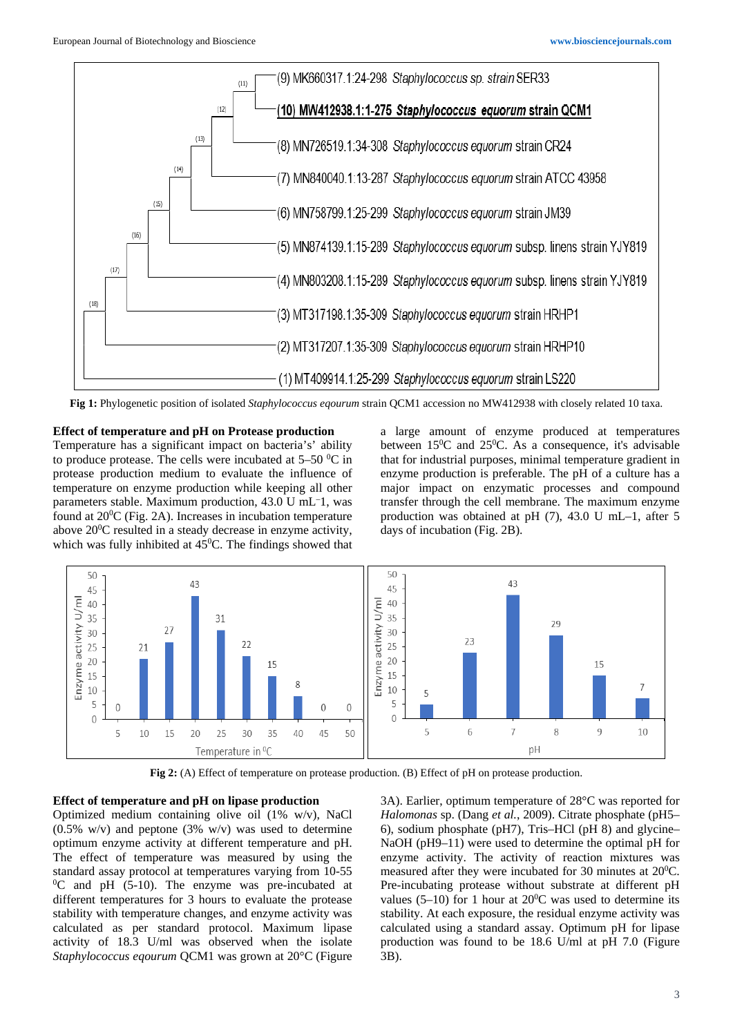**Fig 1:** Phylogenetic position of isolated *Staphylococcus eqourum* strain QCM1 accession no MW412938 with closely related 10 taxa.

**Effect of temperature and pH on Protease production**

Temperature has a significant impact on bacteria's' ability to produce protease. The cells were incubated at 5–50 $^0$C in protease production medium to evaluate the influence of temperature on enzyme production while keeping all other parameters stable. Maximum production, 43.0 U mL⁻1, was found at 20$^0$C (Fig. 2A). Increases in incubation temperature above 20$^0$C resulted in a steady decrease in enzyme activity, which was fully inhibited at 45$^0$C. The findings showed that a large amount of enzyme produced at temperatures between 15$^0$C and 25$^0$C. As a consequence, it's advisable that for industrial purposes, minimal temperature gradient in enzyme production is preferable. The pH of a culture has a major impact on enzymatic processes and compound transfer through the cell membrane. The maximum enzyme production was obtained at pH (7), 43.0 U mL–1, after 5 days of incubation (Fig. 2B).

**Fig 2:** (A) Effect of temperature on protease production. (B) Effect of pH on protease production.

**Effect of temperature and pH on lipase production**

Optimized medium containing olive oil (1% w/v), NaCl (0.5% w/v) and peptone (3% w/v) was used to determine optimum enzyme activity at different temperature and pH. The effect of temperature was measured by using the standard assay protocol at temperatures varying from 10-55 $^0$C and pH (5-10). The enzyme was pre-incubated at different temperatures for 3 hours to evaluate the protease stability with temperature changes, and enzyme activity was calculated as per standard protocol. Maximum lipase activity of 18.3 U/ml was observed when the isolate *Staphylococcus eqourum* QCM1 was grown at 20°C (Figure 3A). Earlier, optimum temperature of 28°C was reported for *Halomonas* sp. (Dang *et al.*, 2009). Citrate phosphate (pH5–6), sodium phosphate (pH7), Tris–HCl (pH 8) and glycine–NaOH (pH9–11) were used to determine the optimal pH for enzyme activity. The activity of reaction mixtures was measured after they were incubated for 30 minutes at 20$^0$C. Pre-incubating protease without substrate at different pH values (5–10) for 1 hour at 20$^0$C was used to determine its stability. At each exposure, the residual enzyme activity was calculated using a standard assay. Optimum pH for lipase production was found to be 18.6 U/ml at pH 7.0 (Figure 3B).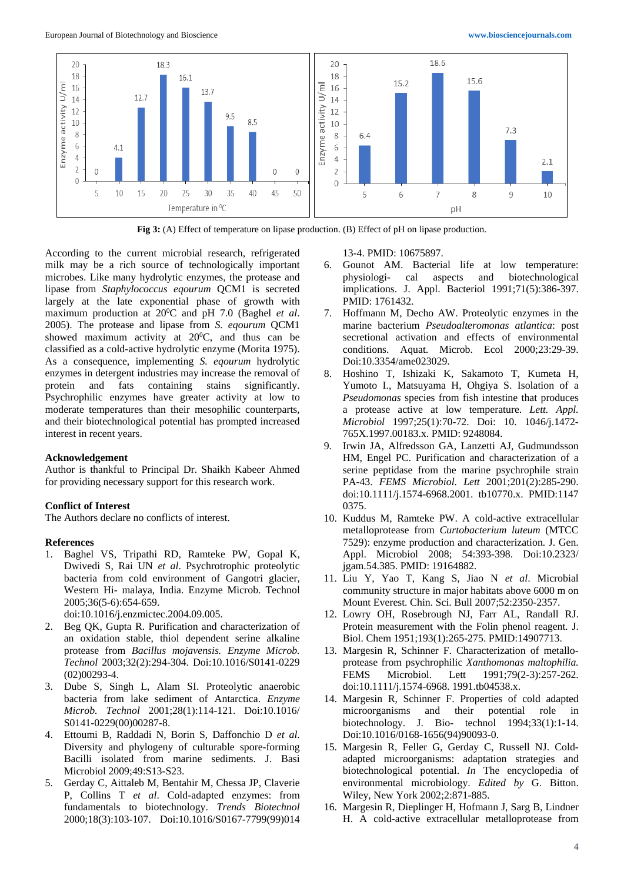**Fig 3:** (A) Effect of temperature on lipase production. (B) Effect of pH on lipase production.

According to the current microbial research, refrigerated milk may be a rich source of technologically important microbes. Like many hydrolytic enzymes, the protease and lipase from *Staphylococcus eqourum* QCM1 is secreted largely at the late exponential phase of growth with maximum production at 20$^0$C and pH 7.0 (Baghel *et al*. 2005). The protease and lipase from *S. eqourum* QCM1 showed maximum activity at 20$^0$C, and thus can be classified as a cold-active hydrolytic enzyme (Morita 1975). As a consequence, implementing *S. eqourum* hydrolytic enzymes in detergent industries may increase the removal of protein and fats containing stains significantly. Psychrophilic enzymes have greater activity at low to moderate temperatures than their mesophilic counterparts, and their biotechnological potential has prompted increased interest in recent years.

## Acknowledgement

Author is thankful to Principal Dr. Shaikh Kabeer Ahmed for providing necessary support for this research work.

## Conflict of Interest

The Authors declare no conflicts of interest.

## References

1. Baghel VS, Tripathi RD, Ramteke PW, Gopal K, Dwivedi S, Rai UN *et al*. Psychrotrophic proteolytic bacteria from cold environment of Gangotri glacier, Western Hi- malaya, India. Enzyme Microb. Technol 2005;36(5-6):654-659. doi:10.1016/j.enzmictec.2004.09.005.
2. Beg QK, Gupta R. Purification and characterization of an oxidation stable, thiol dependent serine alkaline protease from *Bacillus mojavensis. Enzyme Microb. Technol* 2003;32(2):294-304. Doi:10.1016/S0141-0229(02)00293-4.
3. Dube S, Singh L, Alam SI. Proteolytic anaerobic bacteria from lake sediment of Antarctica. *Enzyme Microb. Technol* 2001;28(1):114-121. Doi:10.1016/S0141-0229(00)00287-8.
4. Ettoumi B, Raddadi N, Borin S, Daffonchio D *et al.* Diversity and phylogeny of culturable spore-forming Bacilli isolated from marine sediments. J. Basi Microbiol 2009;49:S13-S23.
5. Gerday C, Aittaleb M, Bentahir M, Chessa JP, Claverie P, Collins T *et al*. Cold-adapted enzymes: from fundamentals to biotechnology. *Trends Biotechnol* 2000;18(3):103-107. Doi:10.1016/S0167-7799(99)01413-4. PMID: 10675897.
6. Gounot AM. Bacterial life at low temperature: physiologi- cal aspects and biotechnological implications. J. Appl. Bacteriol 1991;71(5):386-397. PMID: 1761432.
7. Hoffmann M, Decho AW. Proteolytic enzymes in the marine bacterium *Pseudoalteromonas atlantica*: post secretional activation and effects of environmental conditions. Aquat. Microb. Ecol 2000;23:29-39. Doi:10.3354/ame023029.
8. Hoshino T, Ishizaki K, Sakamoto T, Kumeta H, Yumoto I., Matsuyama H, Ohgiya S. Isolation of a *Pseudomonas* species from fish intestine that produces a protease active at low temperature. *Lett. Appl. Microbiol* 1997;25(1):70-72. Doi: 10. 1046/j.1472-765X.1997.00183.x. PMID: 9248084.
9. Irwin JA, Alfredsson GA, Lanzetti AJ, Gudmundsson HM, Engel PC. Purification and characterization of a serine peptidase from the marine psychrophile strain PA-43. *FEMS Microbiol. Lett* 2001;201(2):285-290. doi:10.1111/j.1574-6968.2001. tb10770.x. PMID:11470375.
10. Kuddus M, Ramteke PW. A cold-active extracellular metalloprotease from *Curtobacterium luteum* (MTCC 7529): enzyme production and characterization. J. Gen. Appl. Microbiol 2008; 54:393-398. Doi:10.2323/jgam.54.385. PMID: 19164882.
11. Liu Y, Yao T, Kang S, Jiao N *et al*. Microbial community structure in major habitats above 6000 m on Mount Everest. Chin. Sci. Bull 2007;52:2350-2357.
12. Lowry OH, Rosebrough NJ, Farr AL, Randall RJ. Protein measurement with the Folin phenol reagent. J. Biol. Chem 1951;193(1):265-275. PMID:14907713.
13. Margesin R, Schinner F. Characterization of metallo-protease from psychrophilic *Xanthomonas maltophilia.* FEMS Microbiol. Lett 1991;79(2-3):257-262. doi:10.1111/j.1574-6968. 1991.tb04538.x.
14. Margesin R, Schinner F. Properties of cold adapted microorganisms and their potential role in biotechnology. J. Bio- technol 1994;33(1):1-14. Doi:10.1016/0168-1656(94)90093-0.
15. Margesin R, Feller G, Gerday C, Russell NJ. Cold-adapted microorganisms: adaptation strategies and biotechnological potential. *In* The encyclopedia of environmental microbiology. *Edited by* G. Bitton. Wiley, New York 2002;2:871-885.
16. Margesin R, Dieplinger H, Hofmann J, Sarg B, Lindner H. A cold-active extracellular metalloprotease from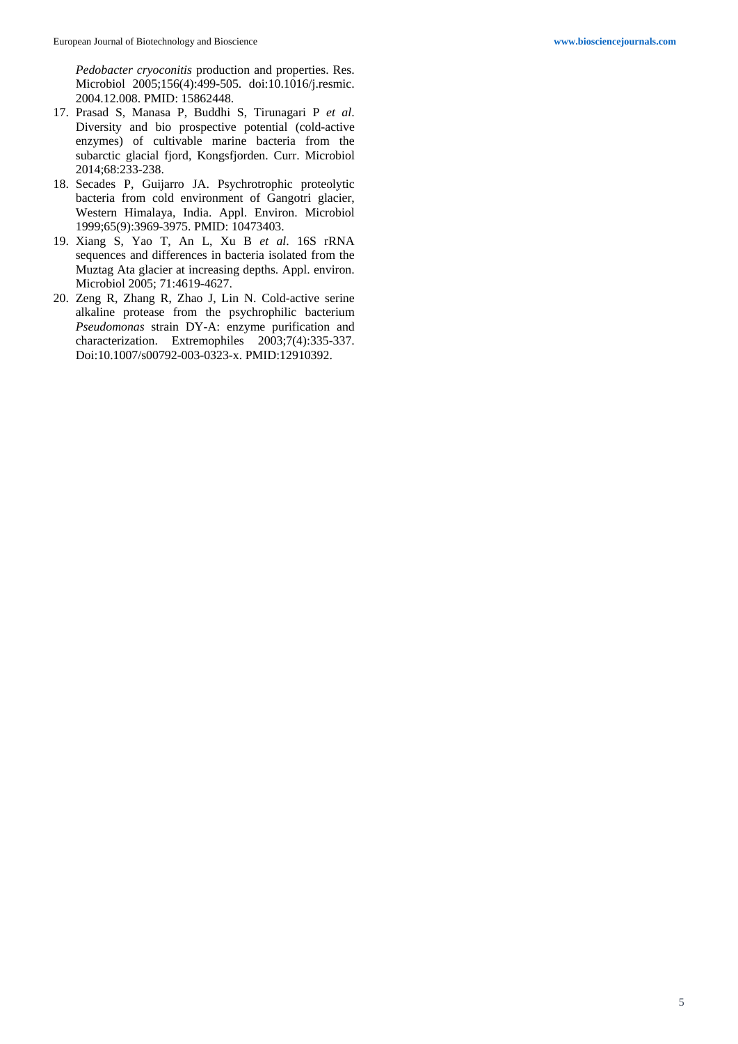*Pedobacter cryoconitis* production and properties. Res. Microbiol 2005;156(4):499-505. doi:10.1016/j.resmic. 2004.12.008. PMID: 15862448.

17. Prasad S, Manasa P, Buddhi S, Tirunagari P *et al*. Diversity and bio prospective potential (cold-active enzymes) of cultivable marine bacteria from the subarctic glacial fjord, Kongsfjorden. Curr. Microbiol 2014;68:233-238.
18. Secades P, Guijarro JA. Psychrotrophic proteolytic bacteria from cold environment of Gangotri glacier, Western Himalaya, India. Appl. Environ. Microbiol 1999;65(9):3969-3975. PMID: 10473403.
19. Xiang S, Yao T, An L, Xu B *et al*. 16S rRNA sequences and differences in bacteria isolated from the Muztag Ata glacier at increasing depths. Appl. environ. Microbiol 2005; 71:4619-4627.
20. Zeng R, Zhang R, Zhao J, Lin N. Cold-active serine alkaline protease from the psychrophilic bacterium *Pseudomonas* strain DY-A: enzyme purification and characterization. Extremophiles 2003;7(4):335-337. Doi:10.1007/s00792-003-0323-x. PMID:12910392.